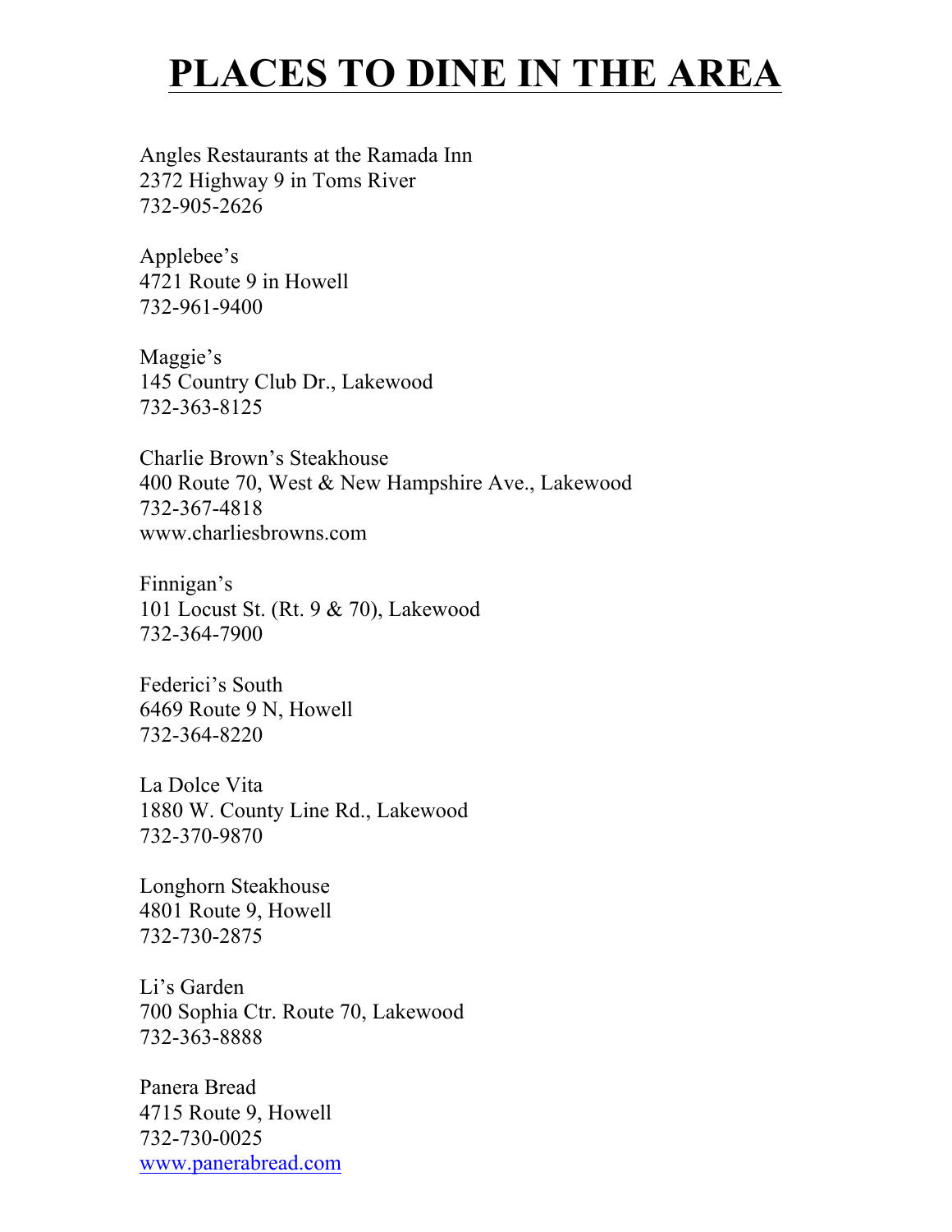# PLACES TO DINE IN THE AREA

Angles Restaurants at the Ramada Inn
2372 Highway 9 in Toms River
732-905-2626

Applebee's
4721 Route 9 in Howell
732-961-9400

Maggie's
145 Country Club Dr., Lakewood
732-363-8125

Charlie Brown's Steakhouse
400 Route 70, West & New Hampshire Ave., Lakewood
732-367-4818
www.charliesbrowns.com

Finnigan's
101 Locust St. (Rt. 9 & 70), Lakewood
732-364-7900

Federici's South
6469 Route 9 N, Howell
732-364-8220

La Dolce Vita
1880 W. County Line Rd., Lakewood
732-370-9870

Longhorn Steakhouse
4801 Route 9, Howell
732-730-2875

Li's Garden
700 Sophia Ctr. Route 70, Lakewood
732-363-8888

Panera Bread
4715 Route 9, Howell
732-730-0025
www.panerabread.com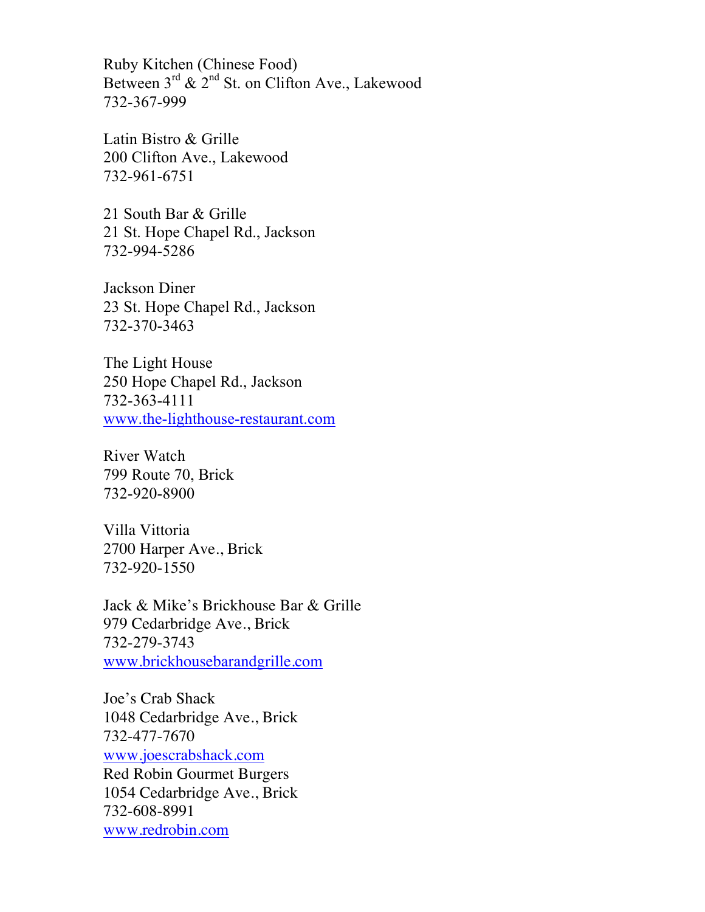Ruby Kitchen (Chinese Food)
Between 3rd & 2nd St. on Clifton Ave., Lakewood
732-367-999

Latin Bistro & Grille
200 Clifton Ave., Lakewood
732-961-6751

21 South Bar & Grille
21 St. Hope Chapel Rd., Jackson
732-994-5286

Jackson Diner
23 St. Hope Chapel Rd., Jackson
732-370-3463

The Light House
250 Hope Chapel Rd., Jackson
732-363-4111
www.the-lighthouse-restaurant.com

River Watch
799 Route 70, Brick
732-920-8900

Villa Vittoria
2700 Harper Ave., Brick
732-920-1550

Jack & Mike's Brickhouse Bar & Grille
979 Cedarbridge Ave., Brick
732-279-3743
www.brickhousebarandgrille.com

Joe's Crab Shack
1048 Cedarbridge Ave., Brick
732-477-7670
www.joescrabshack.com
Red Robin Gourmet Burgers
1054 Cedarbridge Ave., Brick
732-608-8991
www.redrobin.com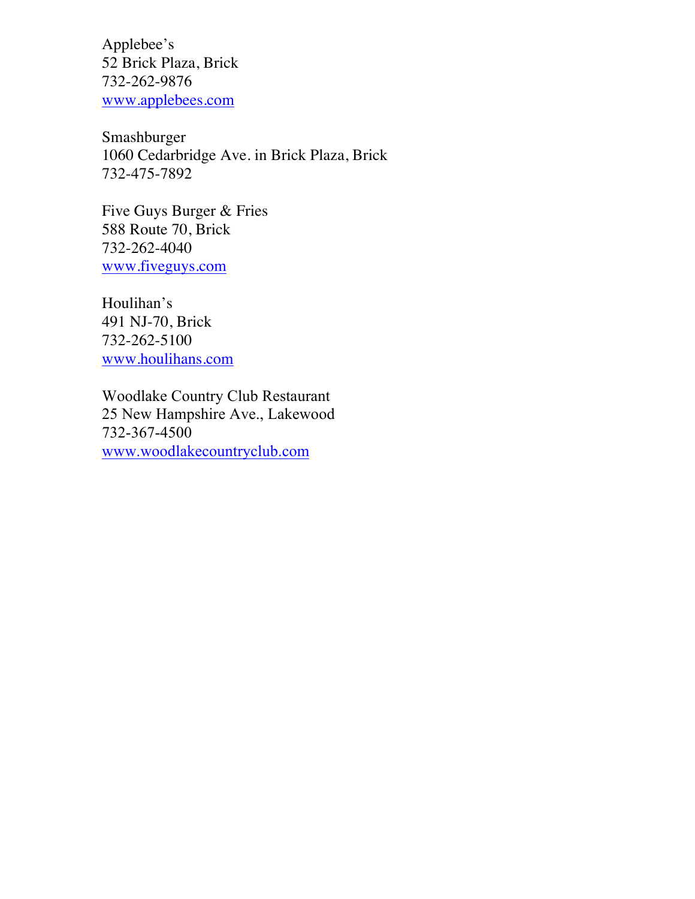Applebee's
52 Brick Plaza, Brick
732-262-9876
www.applebees.com

Smashburger
1060 Cedarbridge Ave. in Brick Plaza, Brick
732-475-7892

Five Guys Burger & Fries
588 Route 70, Brick
732-262-4040
www.fiveguys.com

Houlihan's
491 NJ-70, Brick
732-262-5100
www.houlihans.com

Woodlake Country Club Restaurant
25 New Hampshire Ave., Lakewood
732-367-4500
www.woodlakecountryclub.com